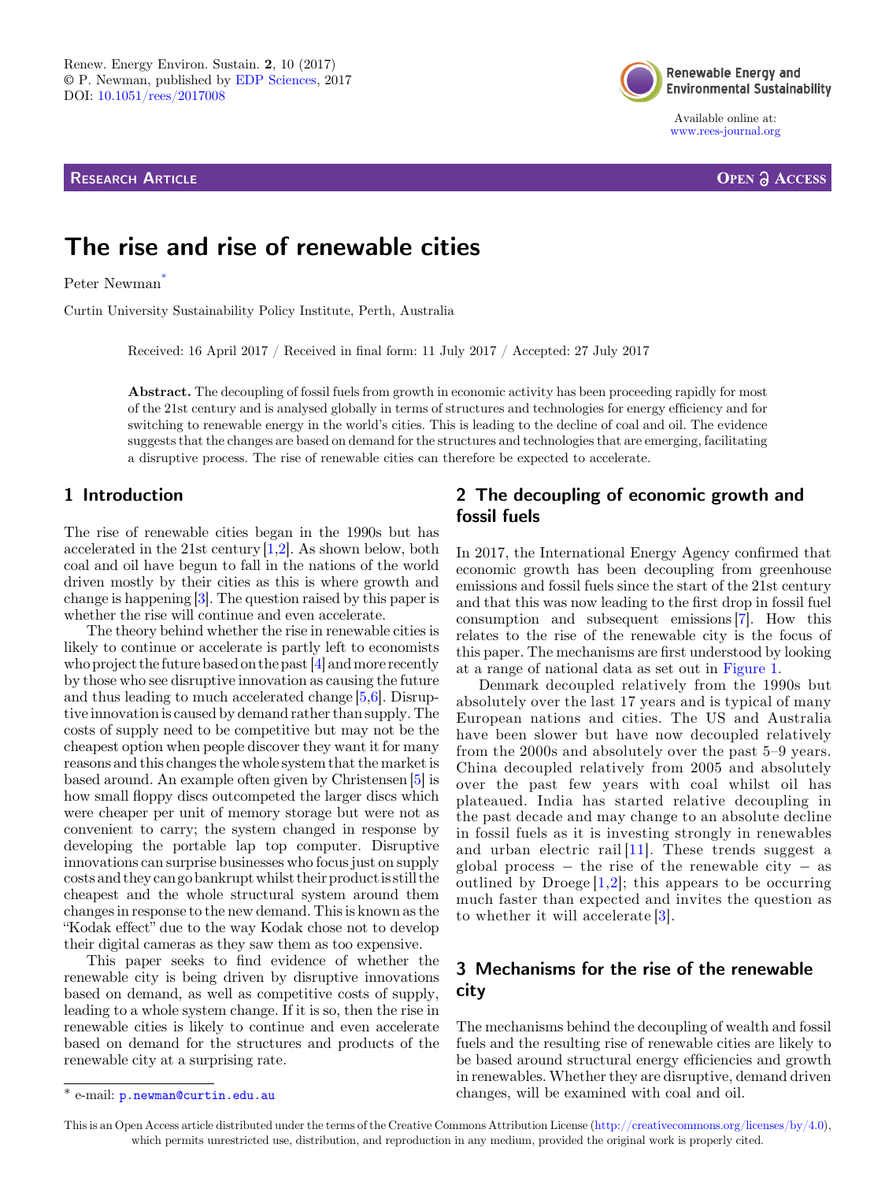Renew. Energy Environ. Sustain. **2**, 10 (2017)
© P. Newman, published by EDP Sciences, 2017
DOI: 10.1051/rees/2017008

Available online at:
www.rees-journal.org

Research Article — Open Access

# The rise and rise of renewable cities

Peter Newman*

Curtin University Sustainability Policy Institute, Perth, Australia

Received: 16 April 2017 / Received in final form: 11 July 2017 / Accepted: 27 July 2017

**Abstract.** The decoupling of fossil fuels from growth in economic activity has been proceeding rapidly for most of the 21st century and is analysed globally in terms of structures and technologies for energy efficiency and for switching to renewable energy in the world's cities. This is leading to the decline of coal and oil. The evidence suggests that the changes are based on demand for the structures and technologies that are emerging, facilitating a disruptive process. The rise of renewable cities can therefore be expected to accelerate.

## 1 Introduction

The rise of renewable cities began in the 1990s but has accelerated in the 21st century [1,2]. As shown below, both coal and oil have begun to fall in the nations of the world driven mostly by their cities as this is where growth and change is happening [3]. The question raised by this paper is whether the rise will continue and even accelerate.

The theory behind whether the rise in renewable cities is likely to continue or accelerate is partly left to economists who project the future based on the past [4] and more recently by those who see disruptive innovation as causing the future and thus leading to much accelerated change [5,6]. Disruptive innovation is caused by demand rather than supply. The costs of supply need to be competitive but may not be the cheapest option when people discover they want it for many reasons and this changes the whole system that the market is based around. An example often given by Christensen [5] is how small floppy discs outcompeted the larger discs which were cheaper per unit of memory storage but were not as convenient to carry; the system changed in response by developing the portable lap top computer. Disruptive innovations can surprise businesses who focus just on supply costs and they can go bankrupt whilst their product is still the cheapest and the whole structural system around them changes in response to the new demand. This is known as the "Kodak effect" due to the way Kodak chose not to develop their digital cameras as they saw them as too expensive.

This paper seeks to find evidence of whether the renewable city is being driven by disruptive innovations based on demand, as well as competitive costs of supply, leading to a whole system change. If it is so, then the rise in renewable cities is likely to continue and even accelerate based on demand for the structures and products of the renewable city at a surprising rate.

## 2 The decoupling of economic growth and fossil fuels

In 2017, the International Energy Agency confirmed that economic growth has been decoupling from greenhouse emissions and fossil fuels since the start of the 21st century and that this was now leading to the first drop in fossil fuel consumption and subsequent emissions [7]. How this relates to the rise of the renewable city is the focus of this paper. The mechanisms are first understood by looking at a range of national data as set out in Figure 1.

Denmark decoupled relatively from the 1990s but absolutely over the last 17 years and is typical of many European nations and cities. The US and Australia have been slower but have now decoupled relatively from the 2000s and absolutely over the past 5–9 years. China decoupled relatively from 2005 and absolutely over the past few years with coal whilst oil has plateaued. India has started relative decoupling in the past decade and may change to an absolute decline in fossil fuels as it is investing strongly in renewables and urban electric rail [11]. These trends suggest a global process – the rise of the renewable city – as outlined by Droege [1,2]; this appears to be occurring much faster than expected and invites the question as to whether it will accelerate [3].

## 3 Mechanisms for the rise of the renewable city

The mechanisms behind the decoupling of wealth and fossil fuels and the resulting rise of renewable cities are likely to be based around structural energy efficiencies and growth in renewables. Whether they are disruptive, demand driven changes, will be examined with coal and oil.

* e-mail: p.newman@curtin.edu.au

This is an Open Access article distributed under the terms of the Creative Commons Attribution License (http://creativecommons.org/licenses/by/4.0), which permits unrestricted use, distribution, and reproduction in any medium, provided the original work is properly cited.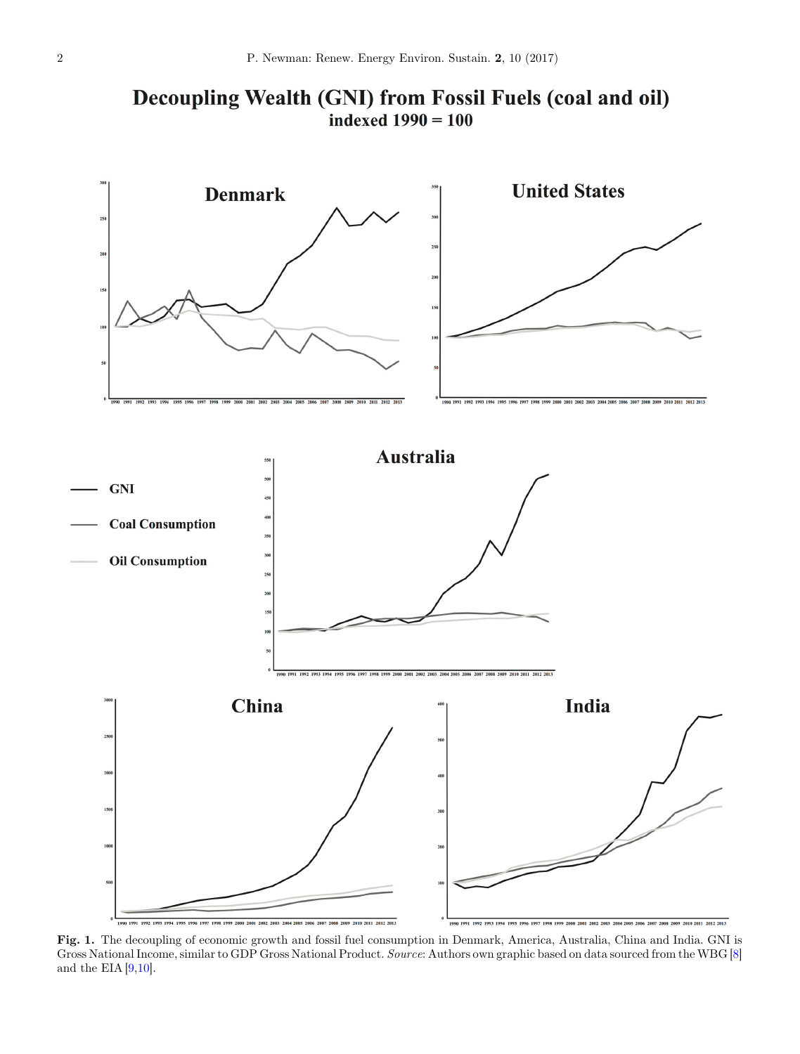Fig. 1. The decoupling of economic growth and fossil fuel consumption in Denmark, America, Australia, China and India. GNI is Gross National Income, similar to GDP Gross National Product. *Source*: Authors own graphic based on data sourced from the WBG [8] and the EIA [9,10].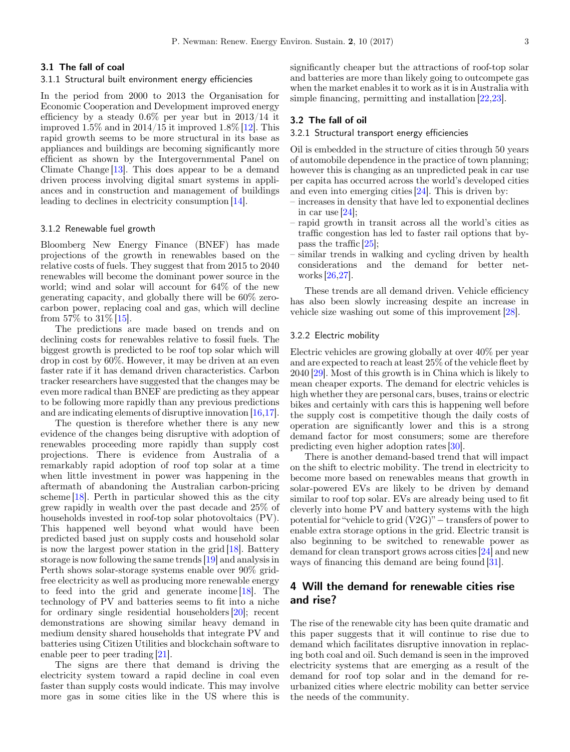### 3.1 The fall of coal

#### 3.1.1 Structural built environment energy efficiencies

In the period from 2000 to 2013 the Organisation for Economic Cooperation and Development improved energy efficiency by a steady 0.6% per year but in 2013/14 it improved 1.5% and in 2014/15 it improved 1.8% [12]. This rapid growth seems to be more structural in its base as appliances and buildings are becoming significantly more efficient as shown by the Intergovernmental Panel on Climate Change [13]. This does appear to be a demand driven process involving digital smart systems in appliances and in construction and management of buildings leading to declines in electricity consumption [14].

#### 3.1.2 Renewable fuel growth

Bloomberg New Energy Finance (BNEF) has made projections of the growth in renewables based on the relative costs of fuels. They suggest that from 2015 to 2040 renewables will become the dominant power source in the world; wind and solar will account for 64% of the new generating capacity, and globally there will be 60% zero-carbon power, replacing coal and gas, which will decline from 57% to 31% [15].

The predictions are made based on trends and on declining costs for renewables relative to fossil fuels. The biggest growth is predicted to be roof top solar which will drop in cost by 60%. However, it may be driven at an even faster rate if it has demand driven characteristics. Carbon tracker researchers have suggested that the changes may be even more radical than BNEF are predicting as they appear to be following more rapidly than any previous predictions and are indicating elements of disruptive innovation [16,17].

The question is therefore whether there is any new evidence of the changes being disruptive with adoption of renewables proceeding more rapidly than supply cost projections. There is evidence from Australia of a remarkably rapid adoption of roof top solar at a time when little investment in power was happening in the aftermath of abandoning the Australian carbon-pricing scheme [18]. Perth in particular showed this as the city grew rapidly in wealth over the past decade and 25% of households invested in roof-top solar photovoltaics (PV). This happened well beyond what would have been predicted based just on supply costs and household solar is now the largest power station in the grid [18]. Battery storage is now following the same trends [19] and analysis in Perth shows solar-storage systems enable over 90% grid-free electricity as well as producing more renewable energy to feed into the grid and generate income [18]. The technology of PV and batteries seems to fit into a niche for ordinary single residential householders [20]; recent demonstrations are showing similar heavy demand in medium density shared households that integrate PV and batteries using Citizen Utilities and blockchain software to enable peer to peer trading [21].

The signs are there that demand is driving the electricity system toward a rapid decline in coal even faster than supply costs would indicate. This may involve more gas in some cities like in the US where this is significantly cheaper but the attractions of roof-top solar and batteries are more than likely going to outcompete gas when the market enables it to work as it is in Australia with simple financing, permitting and installation [22,23].

### 3.2 The fall of oil

#### 3.2.1 Structural transport energy efficiencies

Oil is embedded in the structure of cities through 50 years of automobile dependence in the practice of town planning; however this is changing as an unpredicted peak in car use per capita has occurred across the world's developed cities and even into emerging cities [24]. This is driven by:

- increases in density that have led to exponential declines in car use [24];
- rapid growth in transit across all the world's cities as traffic congestion has led to faster rail options that bypass the traffic [25];
- similar trends in walking and cycling driven by health considerations and the demand for better networks [26,27].

These trends are all demand driven. Vehicle efficiency has also been slowly increasing despite an increase in vehicle size washing out some of this improvement [28].

#### 3.2.2 Electric mobility

Electric vehicles are growing globally at over 40% per year and are expected to reach at least 25% of the vehicle fleet by 2040 [29]. Most of this growth is in China which is likely to mean cheaper exports. The demand for electric vehicles is high whether they are personal cars, buses, trains or electric bikes and certainly with cars this is happening well before the supply cost is competitive though the daily costs of operation are significantly lower and this is a strong demand factor for most consumers; some are therefore predicting even higher adoption rates [30].

There is another demand-based trend that will impact on the shift to electric mobility. The trend in electricity to become more based on renewables means that growth in solar-powered EVs are likely to be driven by demand similar to roof top solar. EVs are already being used to fit cleverly into home PV and battery systems with the high potential for "vehicle to grid (V2G)" – transfers of power to enable extra storage options in the grid. Electric transit is also beginning to be switched to renewable power as demand for clean transport grows across cities [24] and new ways of financing this demand are being found [31].

## 4 Will the demand for renewable cities rise and rise?

The rise of the renewable city has been quite dramatic and this paper suggests that it will continue to rise due to demand which facilitates disruptive innovation in replacing both coal and oil. Such demand is seen in the improved electricity systems that are emerging as a result of the demand for roof top solar and in the demand for re-urbanized cities where electric mobility can better service the needs of the community.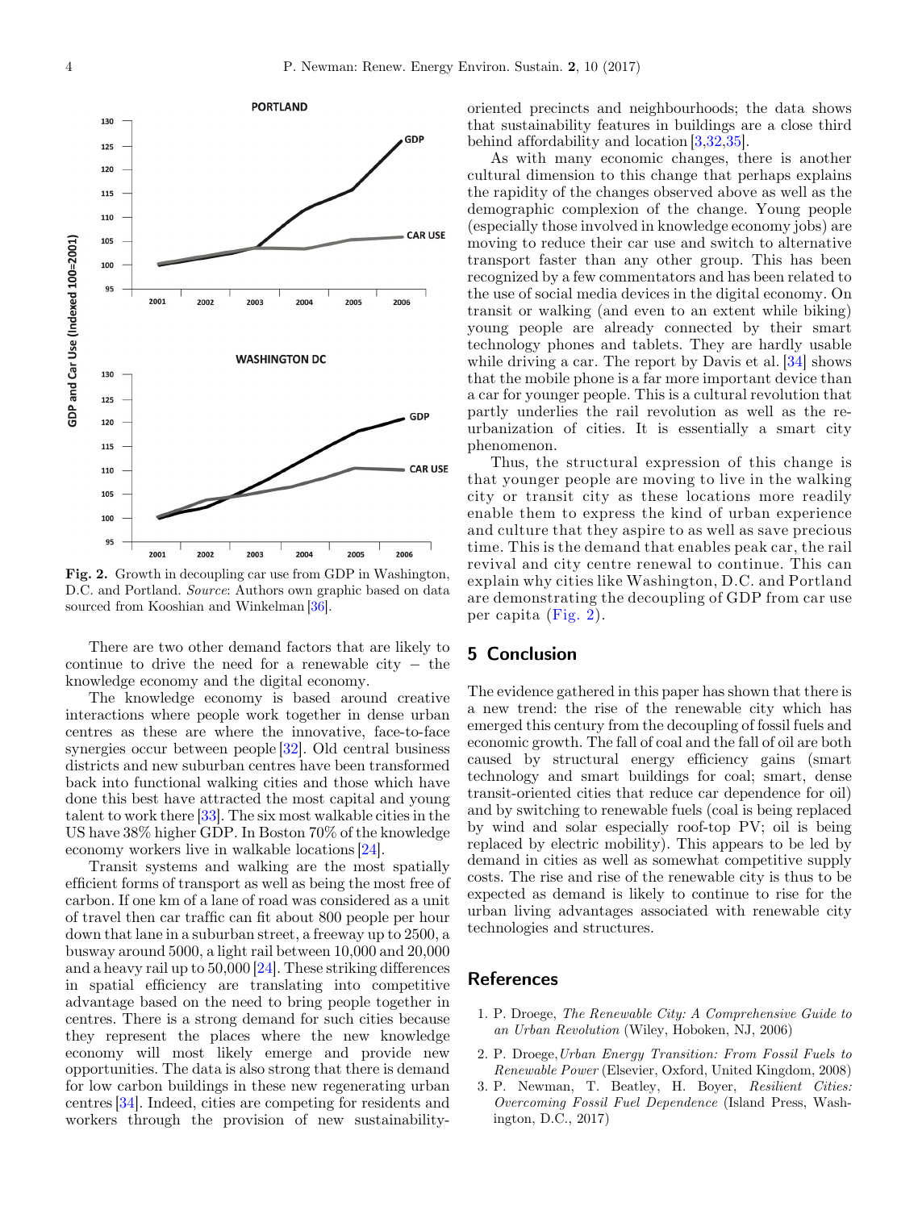PORTLAND

130
125
120
115
110
105
100
95

GDP
CAR USE

2001 2002 2003 2004 2005 2006

GDP and Car Use (Indexed 100=2001)

WASHINGTON DC

130
125
120
115
110
105
100
95

GDP
CAR USE

2001 2002 2003 2004 2005 2006

**Fig. 2.** Growth in decoupling car use from GDP in Washington, D.C. and Portland. *Source*: Authors own graphic based on data sourced from Kooshian and Winkelman [36].

There are two other demand factors that are likely to continue to drive the need for a renewable city − the knowledge economy and the digital economy.

The knowledge economy is based around creative interactions where people work together in dense urban centres as these are where the innovative, face-to-face synergies occur between people [32]. Old central business districts and new suburban centres have been transformed back into functional walking cities and those which have done this best have attracted the most capital and young talent to work there [33]. The six most walkable cities in the US have 38% higher GDP. In Boston 70% of the knowledge economy workers live in walkable locations [24].

Transit systems and walking are the most spatially efficient forms of transport as well as being the most free of carbon. If one km of a lane of road was considered as a unit of travel then car traffic can fit about 800 people per hour down that lane in a suburban street, a freeway up to 2500, a busway around 5000, a light rail between 10,000 and 20,000 and a heavy rail up to 50,000 [24]. These striking differences in spatial efficiency are translating into competitive advantage based on the need to bring people together in centres. There is a strong demand for such cities because they represent the places where the new knowledge economy will most likely emerge and provide new opportunities. The data is also strong that there is demand for low carbon buildings in these new regenerating urban centres [34]. Indeed, cities are competing for residents and workers through the provision of new sustainability-oriented precincts and neighbourhoods; the data shows that sustainability features in buildings are a close third behind affordability and location [3,32,35].

As with many economic changes, there is another cultural dimension to this change that perhaps explains the rapidity of the changes observed above as well as the demographic complexion of the change. Young people (especially those involved in knowledge economy jobs) are moving to reduce their car use and switch to alternative transport faster than any other group. This has been recognized by a few commentators and has been related to the use of social media devices in the digital economy. On transit or walking (and even to an extent while biking) young people are already connected by their smart technology phones and tablets. They are hardly usable while driving a car. The report by Davis et al. [34] shows that the mobile phone is a far more important device than a car for younger people. This is a cultural revolution that partly underlies the rail revolution as well as the re-urbanization of cities. It is essentially a smart city phenomenon.

Thus, the structural expression of this change is that younger people are moving to live in the walking city or transit city as these locations more readily enable them to express the kind of urban experience and culture that they aspire to as well as save precious time. This is the demand that enables peak car, the rail revival and city centre renewal to continue. This can explain why cities like Washington, D.C. and Portland are demonstrating the decoupling of GDP from car use per capita (Fig. 2).

## 5 Conclusion

The evidence gathered in this paper has shown that there is a new trend: the rise of the renewable city which has emerged this century from the decoupling of fossil fuels and economic growth. The fall of coal and the fall of oil are both caused by structural energy efficiency gains (smart technology and smart buildings for coal; smart, dense transit-oriented cities that reduce car dependence for oil) and by switching to renewable fuels (coal is being replaced by wind and solar especially roof-top PV; oil is being replaced by electric mobility). This appears to be led by demand in cities as well as somewhat competitive supply costs. The rise and rise of the renewable city is thus to be expected as demand is likely to continue to rise for the urban living advantages associated with renewable city technologies and structures.

## References

1. P. Droege, *The Renewable City: A Comprehensive Guide to an Urban Revolution* (Wiley, Hoboken, NJ, 2006)
2. P. Droege, *Urban Energy Transition: From Fossil Fuels to Renewable Power* (Elsevier, Oxford, United Kingdom, 2008)
3. P. Newman, T. Beatley, H. Boyer, *Resilient Cities: Overcoming Fossil Fuel Dependence* (Island Press, Washington, D.C., 2017)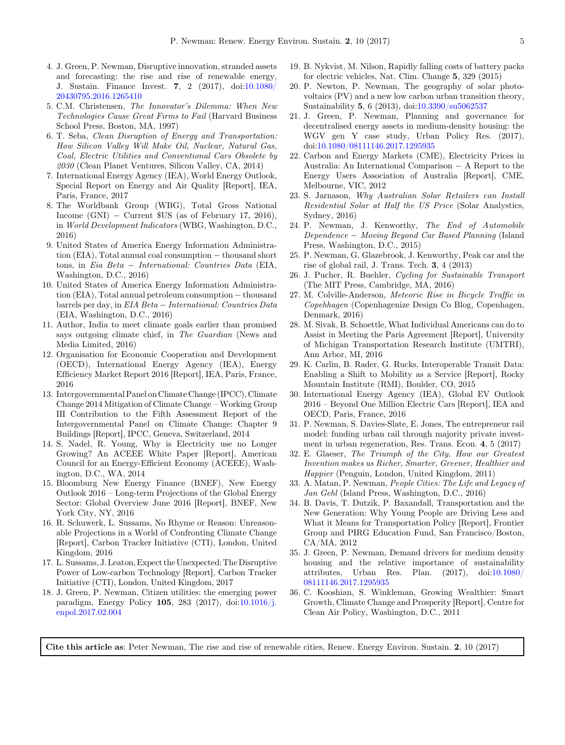4. J. Green, P. Newman, Disruptive innovation, stranded assets and forecasting: the rise and rise of renewable energy, J. Sustain. Finance Invest. **7**, 2 (2017), doi:10.1080/20430795.2016.1265410
5. C.M. Christensen, *The Innovator's Dilemma: When New Technologies Cause Great Firms to Fail* (Harvard Business School Press, Boston, MA, 1997)
6. T. Seba, *Clean Disruption of Energy and Transportation: How Silicon Valley Will Make Oil, Nuclear, Natural Gas, Coal, Electric Utilities and Conventional Cars Obsolete by 2030* (Clean Planet Ventures, Silicon Valley, CA, 2014)
7. International Energy Agency (IEA), World Energy Outlook, Special Report on Energy and Air Quality [Report], IEA, Paris, France, 2017
8. The Worldbank Group (WBG), Total Gross National Income (GNI) – Current $US (as of February 17, 2016), in *World Development Indicators* (WBG, Washington, D.C., 2016)
9. United States of America Energy Information Administration (EIA), Total annual coal consumption – thousand short tons, in *Eia Beta – International: Countries Data* (EIA, Washington, D.C., 2016)
10. United States of America Energy Information Administration (EIA), Total annual petroleum consumption – thousand barrels per day, in *EIA Beta – International: Countries Data* (EIA, Washington, D.C., 2016)
11. Author, India to meet climate goals earlier than promised says outgoing climate chief, in *The Guardian* (News and Media Limited, 2016)
12. Organisation for Economic Cooperation and Development (OECD), International Energy Agency (IEA), Energy Efficiency Market Report 2016 [Report], IEA, Paris, France, 2016
13. Intergovernmental Panel on Climate Change (IPCC), Climate Change 2014 Mitigation of Climate Change – Working Group III Contribution to the Fifth Assessment Report of the Intergovernmental Panel on Climate Change: Chapter 9 Buildings [Report], IPCC, Geneva, Switzerland, 2014
14. S. Nadel, R. Young, Why is Electricity use no Longer Growing? An ACEEE White Paper [Report], American Council for an Energy-Efficient Economy (ACEEE), Washington, D.C., WA, 2014
15. Bloomburg New Energy Finance (BNEF), New Energy Outlook 2016 – Long-term Projections of the Global Energy Sector: Global Overview June 2016 [Report], BNEF, New York City, NY, 2016
16. R. Schuwerk, L. Sussams, No Rhyme or Reason: Unreasonable Projections in a World of Confronting Climate Change [Report], Carbon Tracker Initiative (CTI), London, United Kingdom, 2016
17. L. Sussams, J. Leaton, Expect the Unexpected: The Disruptive Power of Low-carbon Technology [Report], Carbon Tracker Initiative (CTI), London, United Kingdom, 2017
18. J. Green, P. Newman, Citizen utilities: the emerging power paradigm, Energy Policy **105**, 283 (2017), doi:10.1016/j.enpol.2017.02.004
19. B. Nykvist, M. Nilson, Rapidly falling costs of battery packs for electric vehicles, Nat. Clim. Change **5**, 329 (2015)
20. P. Newton, P. Newman, The geography of solar photovoltaics (PV) and a new low carbon urban transition theory, Sustainability **5**, 6 (2013), doi:10.3390/su5062537
21. J. Green, P. Newman, Planning and governance for decentralised energy assets in medium-density housing: the WGV gen Y case study, Urban Policy Res. (2017), doi:10.1080/08111146.2017.1295935
22. Carbon and Energy Markets (CME), Electricity Prices in Australia: An International Comparison – A Report to the Energy Users Association of Australia [Report], CME, Melbourne, VIC, 2012
23. S. Jarnason, *Why Australian Solar Retailers can Install Residential Solar at Half the US Price* (Solar Analystics, Sydney, 2016)
24. P. Newman, J. Kenworthy, *The End of Automobile Dependence – Moving Beyond Car Based Planning* (Island Press, Washington, D.C., 2015)
25. P. Newman, G. Glazebrook, J. Kenworthy, Peak car and the rise of global rail, J. Trans. Tech. **3**, 4 (2013)
26. J. Pucher, R. Buehler, *Cycling for Sustainable Transport* (The MIT Press, Cambridge, MA, 2016)
27. M. Colville-Anderson, *Meteoric Rise in Bicycle Traffic in Copehhagen* (Copenhagenize Design Co Blog, Copenhagen, Denmark, 2016)
28. M. Sivak, B. Schoettle, What Individual Americans can do to Assist in Meeting the Paris Agreement [Report], University of Michigan Transportation Research Institute (UMTRI), Ann Arbor, MI, 2016
29. K. Carlin, B. Rader, G. Rucks, Interoperable Transit Data: Enabling a Shift to Mobility as a Service [Report], Rocky Mountain Institute (RMI), Boulder, CO, 2015
30. International Energy Agency (IEA), Global EV Outlook 2016 – Beyond One Million Electric Cars [Report], IEA and OECD, Paris, France, 2016
31. P. Newman, S. Davies-Slate, E. Jones, The entrepreneur rail model: funding urban rail through majority private investment in urban regeneration, Res. Trans. Econ. **4**, 5 (2017)
32. E. Glaeser, *The Triumph of the City, How our Greatest Invention makes us Richer, Smarter, Greener, Healthier and Happier* (Penguin, London, United Kingdom, 2011)
33. A. Matan, P. Newman, *People Cities: The Life and Legacy of Jan Gehl* (Island Press, Washington, D.C., 2016)
34. B. Davis, T. Dutzik, P. Baxandall, Transportation and the New Generation: Why Young People are Driving Less and What it Means for Transportation Policy [Report], Frontier Group and PIRG Education Fund, San Francisco/Boston, CA/MA, 2012
35. J. Green, P. Newman, Demand drivers for medium density housing and the relative importance of sustainability attributes, Urban Res. Plan. (2017), doi:10.1080/08111146.2017.1295935
36. C. Kooshian, S. Winkleman, Growing Wealthier: Smart Growth, Climate Change and Prosperity [Report], Centre for Clean Air Policy, Washington, D.C., 2011

**Cite this article as**: Peter Newman, The rise and rise of renewable cities, Renew. Energy Environ. Sustain. **2**, 10 (2017)